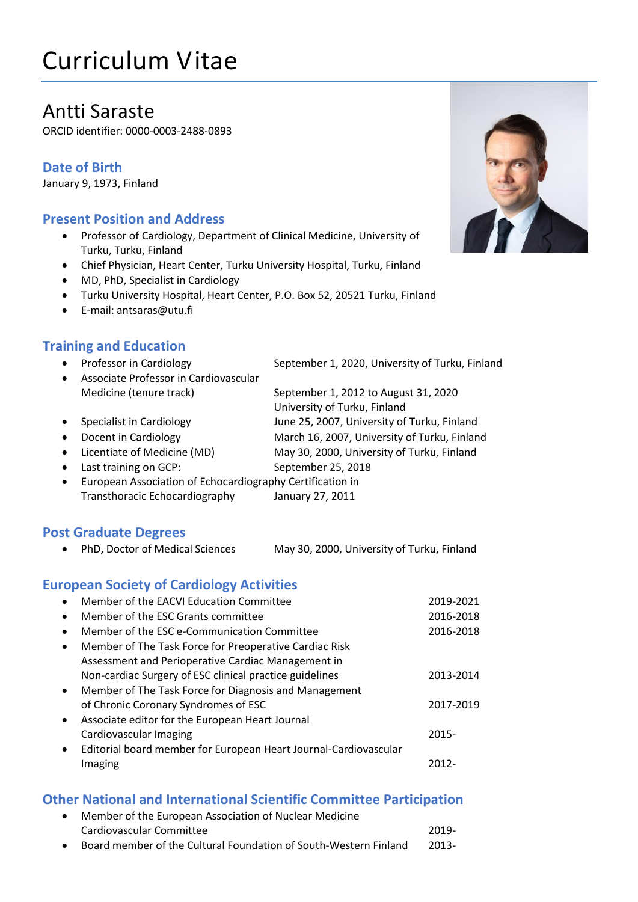# Curriculum Vitae

## Antti Saraste

ORCID identifier: 0000-0003-2488-0893

### Date of Birth

January 9, 1973, Finland

### Present Position and Address

- Professor of Cardiology, Department of Clinical Medicine, University of Turku, Turku, Finland
- Chief Physician, Heart Center, Turku University Hospital, Turku, Finland
- MD, PhD, Specialist in Cardiology
- Turku University Hospital, Heart Center, P.O. Box 52, 20521 Turku, Finland
- E-mail: antsaras@utu.fi

### Training and Education

- Professor in Cardiology — September 1, 2020, University of Turku, Finland
- Associate Professor in Cardiovascular Medicine (tenure track) — September 1, 2012 to August 31, 2020 University of Turku, Finland
- Specialist in Cardiology — June 25, 2007, University of Turku, Finland
- Docent in Cardiology — March 16, 2007, University of Turku, Finland
- Licentiate of Medicine (MD) — May 30, 2000, University of Turku, Finland
- Last training on GCP: — September 25, 2018
- European Association of Echocardiography Certification in Transthoracic Echocardiography — January 27, 2011

### Post Graduate Degrees

- PhD, Doctor of Medical Sciences — May 30, 2000, University of Turku, Finland

### European Society of Cardiology Activities

- Member of the EACVI Education Committee — 2019-2021
- Member of the ESC Grants committee — 2016-2018
- Member of the ESC e-Communication Committee — 2016-2018
- Member of The Task Force for Preoperative Cardiac Risk Assessment and Perioperative Cardiac Management in Non-cardiac Surgery of ESC clinical practice guidelines — 2013-2014
- Member of The Task Force for Diagnosis and Management of Chronic Coronary Syndromes of ESC — 2017-2019
- Associate editor for the European Heart Journal Cardiovascular Imaging — 2015-
- Editorial board member for European Heart Journal-Cardiovascular Imaging — 2012-

### Other National and International Scientific Committee Participation

- Member of the European Association of Nuclear Medicine Cardiovascular Committee — 2019-
- Board member of the Cultural Foundation of South-Western Finland — 2013-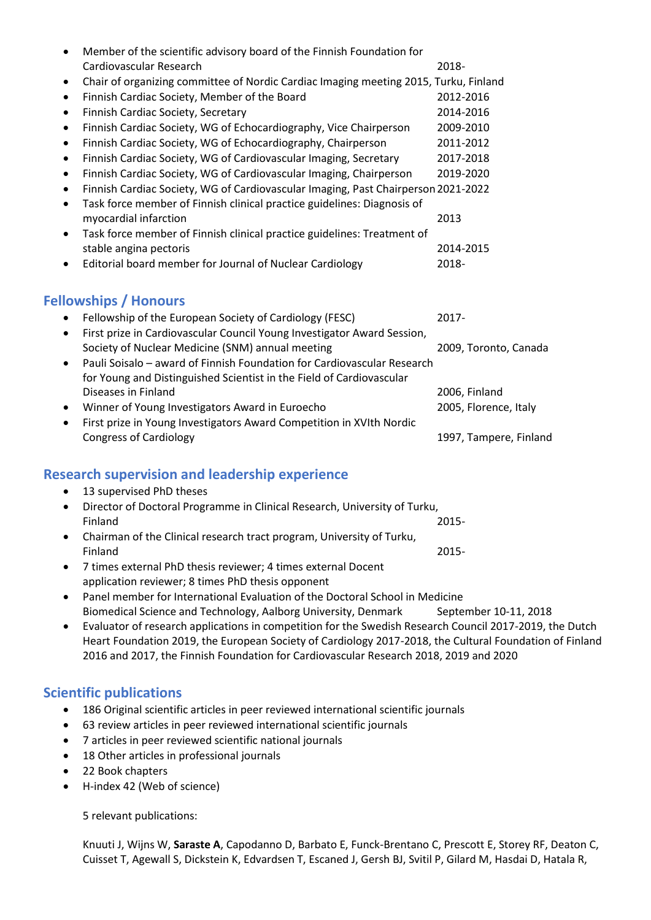- Member of the scientific advisory board of the Finnish Foundation for Cardiovascular Research 2018-
- Chair of organizing committee of Nordic Cardiac Imaging meeting 2015, Turku, Finland
- Finnish Cardiac Society, Member of the Board 2012-2016
- Finnish Cardiac Society, Secretary 2014-2016
- Finnish Cardiac Society, WG of Echocardiography, Vice Chairperson 2009-2010
- Finnish Cardiac Society, WG of Echocardiography, Chairperson 2011-2012
- Finnish Cardiac Society, WG of Cardiovascular Imaging, Secretary 2017-2018
- Finnish Cardiac Society, WG of Cardiovascular Imaging, Chairperson 2019-2020
- Finnish Cardiac Society, WG of Cardiovascular Imaging, Past Chairperson 2021-2022
- Task force member of Finnish clinical practice guidelines: Diagnosis of myocardial infarction 2013
- Task force member of Finnish clinical practice guidelines: Treatment of stable angina pectoris 2014-2015
- Editorial board member for Journal of Nuclear Cardiology 2018-

## Fellowships / Honours

- Fellowship of the European Society of Cardiology (FESC) 2017-
- First prize in Cardiovascular Council Young Investigator Award Session, Society of Nuclear Medicine (SNM) annual meeting 2009, Toronto, Canada
- Pauli Soisalo – award of Finnish Foundation for Cardiovascular Research for Young and Distinguished Scientist in the Field of Cardiovascular Diseases in Finland 2006, Finland
- Winner of Young Investigators Award in Euroecho 2005, Florence, Italy
- First prize in Young Investigators Award Competition in XVIth Nordic Congress of Cardiology 1997, Tampere, Finland

## Research supervision and leadership experience

- 13 supervised PhD theses
- Director of Doctoral Programme in Clinical Research, University of Turku, Finland 2015-
- Chairman of the Clinical research tract program, University of Turku, Finland 2015-
- 7 times external PhD thesis reviewer; 4 times external Docent application reviewer; 8 times PhD thesis opponent
- Panel member for International Evaluation of the Doctoral School in Medicine Biomedical Science and Technology, Aalborg University, Denmark September 10-11, 2018
- Evaluator of research applications in competition for the Swedish Research Council 2017-2019, the Dutch Heart Foundation 2019, the European Society of Cardiology 2017-2018, the Cultural Foundation of Finland 2016 and 2017, the Finnish Foundation for Cardiovascular Research 2018, 2019 and 2020

## Scientific publications

- 186 Original scientific articles in peer reviewed international scientific journals
- 63 review articles in peer reviewed international scientific journals
- 7 articles in peer reviewed scientific national journals
- 18 Other articles in professional journals
- 22 Book chapters
- H-index 42 (Web of science)

5 relevant publications:

Knuuti J, Wijns W, **Saraste A**, Capodanno D, Barbato E, Funck-Brentano C, Prescott E, Storey RF, Deaton C, Cuisset T, Agewall S, Dickstein K, Edvardsen T, Escaned J, Gersh BJ, Svitil P, Gilard M, Hasdai D, Hatala R,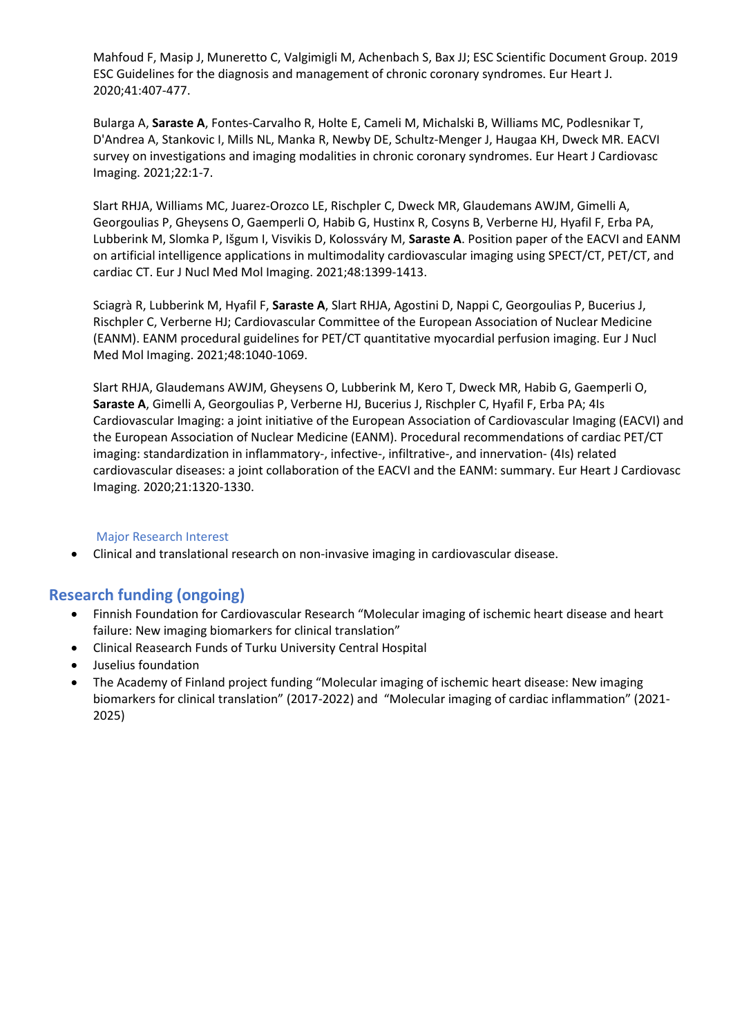Mahfoud F, Masip J, Muneretto C, Valgimigli M, Achenbach S, Bax JJ; ESC Scientific Document Group. 2019 ESC Guidelines for the diagnosis and management of chronic coronary syndromes. Eur Heart J. 2020;41:407-477.

Bularga A, **Saraste A**, Fontes-Carvalho R, Holte E, Cameli M, Michalski B, Williams MC, Podlesnikar T, D'Andrea A, Stankovic I, Mills NL, Manka R, Newby DE, Schultz-Menger J, Haugaa KH, Dweck MR. EACVI survey on investigations and imaging modalities in chronic coronary syndromes. Eur Heart J Cardiovasc Imaging. 2021;22:1-7.

Slart RHJA, Williams MC, Juarez-Orozco LE, Rischpler C, Dweck MR, Glaudemans AWJM, Gimelli A, Georgoulias P, Gheysens O, Gaemperli O, Habib G, Hustinx R, Cosyns B, Verberne HJ, Hyafil F, Erba PA, Lubberink M, Slomka P, Išgum I, Visvikis D, Kolossváry M, **Saraste A**. Position paper of the EACVI and EANM on artificial intelligence applications in multimodality cardiovascular imaging using SPECT/CT, PET/CT, and cardiac CT. Eur J Nucl Med Mol Imaging. 2021;48:1399-1413.

Sciagrà R, Lubberink M, Hyafil F, **Saraste A**, Slart RHJA, Agostini D, Nappi C, Georgoulias P, Bucerius J, Rischpler C, Verberne HJ; Cardiovascular Committee of the European Association of Nuclear Medicine (EANM). EANM procedural guidelines for PET/CT quantitative myocardial perfusion imaging. Eur J Nucl Med Mol Imaging. 2021;48:1040-1069.

Slart RHJA, Glaudemans AWJM, Gheysens O, Lubberink M, Kero T, Dweck MR, Habib G, Gaemperli O, **Saraste A**, Gimelli A, Georgoulias P, Verberne HJ, Bucerius J, Rischpler C, Hyafil F, Erba PA; 4Is Cardiovascular Imaging: a joint initiative of the European Association of Cardiovascular Imaging (EACVI) and the European Association of Nuclear Medicine (EANM). Procedural recommendations of cardiac PET/CT imaging: standardization in inflammatory-, infective-, infiltrative-, and innervation- (4Is) related cardiovascular diseases: a joint collaboration of the EACVI and the EANM: summary. Eur Heart J Cardiovasc Imaging. 2020;21:1320-1330.

### Major Research Interest

- Clinical and translational research on non-invasive imaging in cardiovascular disease.

## Research funding (ongoing)

- Finnish Foundation for Cardiovascular Research "Molecular imaging of ischemic heart disease and heart failure: New imaging biomarkers for clinical translation"
- Clinical Reasearch Funds of Turku University Central Hospital
- Juselius foundation
- The Academy of Finland project funding "Molecular imaging of ischemic heart disease: New imaging biomarkers for clinical translation" (2017-2022) and "Molecular imaging of cardiac inflammation" (2021-2025)